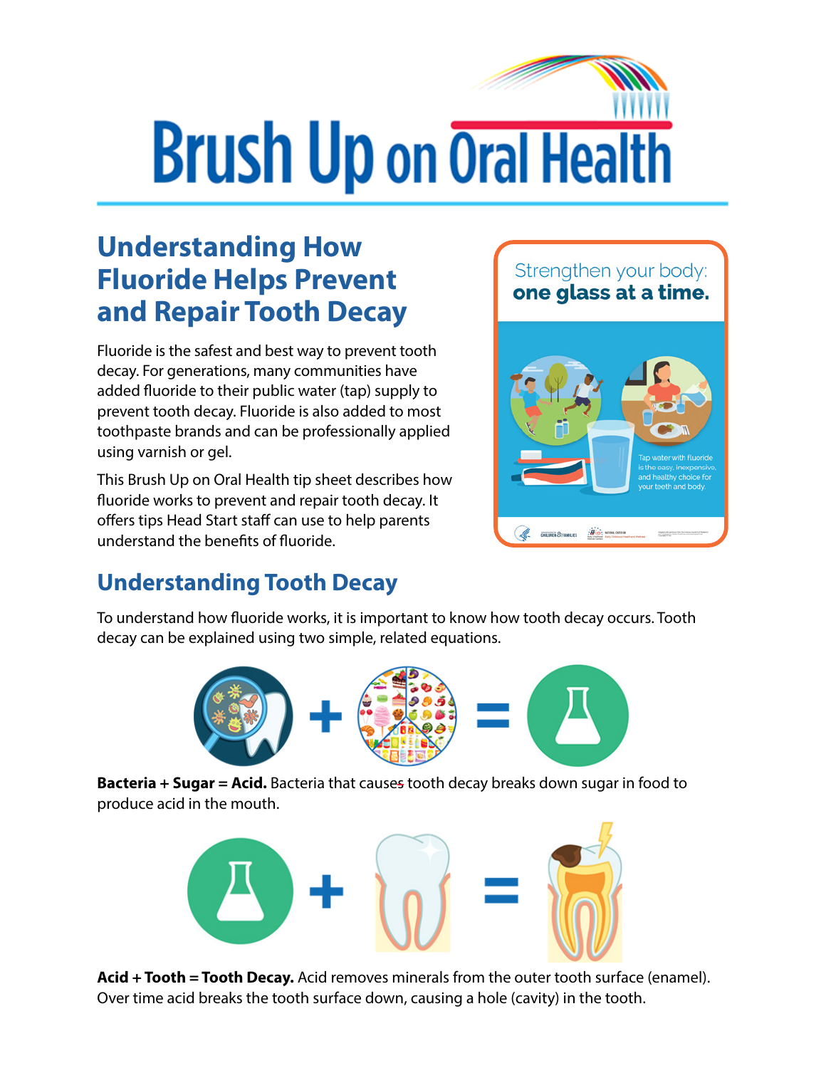# Brush Up on Oral Health

## Understanding How Fluoride Helps Prevent and Repair Tooth Decay

Fluoride is the safest and best way to prevent tooth decay. For generations, many communities have added fluoride to their public water (tap) supply to prevent tooth decay. Fluoride is also added to most toothpaste brands and can be professionally applied using varnish or gel.

This Brush Up on Oral Health tip sheet describes how fluoride works to prevent and repair tooth decay. It offers tips Head Start staff can use to help parents understand the benefits of fluoride.

Strengthen your body: **one glass at a time.**

Tap water with fluoride is the easy, inexpensive, and healthy choice for your teeth and body.

## Understanding Tooth Decay

To understand how fluoride works, it is important to know how tooth decay occurs. Tooth decay can be explained using two simple, related equations.

**Bacteria + Sugar = Acid.** Bacteria that causes tooth decay breaks down sugar in food to produce acid in the mouth.

**Acid + Tooth = Tooth Decay.** Acid removes minerals from the outer tooth surface (enamel). Over time acid breaks the tooth surface down, causing a hole (cavity) in the tooth.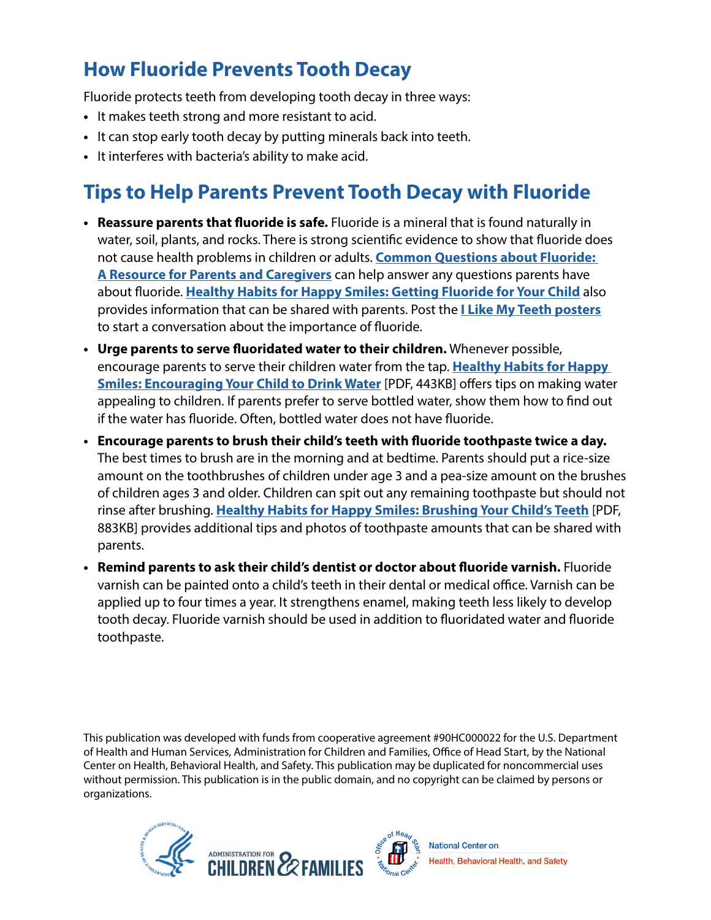## How Fluoride Prevents Tooth Decay

Fluoride protects teeth from developing tooth decay in three ways:

- It makes teeth strong and more resistant to acid.
- It can stop early tooth decay by putting minerals back into teeth.
- It interferes with bacteria's ability to make acid.

## Tips to Help Parents Prevent Tooth Decay with Fluoride

- **Reassure parents that fluoride is safe.** Fluoride is a mineral that is found naturally in water, soil, plants, and rocks. There is strong scientific evidence to show that fluoride does not cause health problems in children or adults. **Common Questions about Fluoride: A Resource for Parents and Caregivers** can help answer any questions parents have about fluoride. **Healthy Habits for Happy Smiles: Getting Fluoride for Your Child** also provides information that can be shared with parents. Post the **I Like My Teeth posters** to start a conversation about the importance of fluoride.
- **Urge parents to serve fluoridated water to their children.** Whenever possible, encourage parents to serve their children water from the tap. **Healthy Habits for Happy Smiles: Encouraging Your Child to Drink Water** [PDF, 443KB] offers tips on making water appealing to children. If parents prefer to serve bottled water, show them how to find out if the water has fluoride. Often, bottled water does not have fluoride.
- **Encourage parents to brush their child's teeth with fluoride toothpaste twice a day.** The best times to brush are in the morning and at bedtime. Parents should put a rice-size amount on the toothbrushes of children under age 3 and a pea-size amount on the brushes of children ages 3 and older. Children can spit out any remaining toothpaste but should not rinse after brushing. **Healthy Habits for Happy Smiles: Brushing Your Child's Teeth** [PDF, 883KB] provides additional tips and photos of toothpaste amounts that can be shared with parents.
- **Remind parents to ask their child's dentist or doctor about fluoride varnish.** Fluoride varnish can be painted onto a child's teeth in their dental or medical office. Varnish can be applied up to four times a year. It strengthens enamel, making teeth less likely to develop tooth decay. Fluoride varnish should be used in addition to fluoridated water and fluoride toothpaste.

This publication was developed with funds from cooperative agreement #90HC000022 for the U.S. Department of Health and Human Services, Administration for Children and Families, Office of Head Start, by the National Center on Health, Behavioral Health, and Safety. This publication may be duplicated for noncommercial uses without permission. This publication is in the public domain, and no copyright can be claimed by persons or organizations.